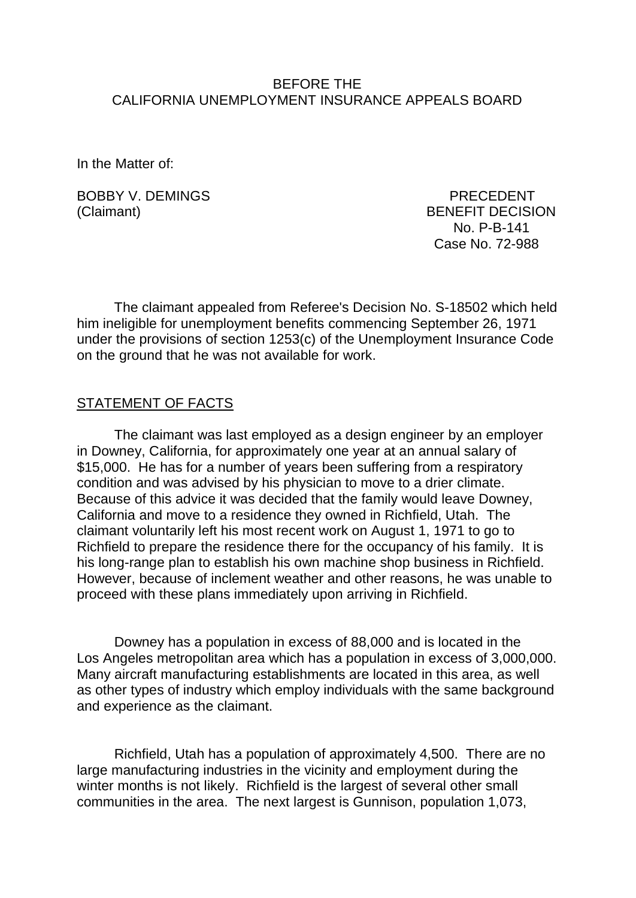BEFORE THE
CALIFORNIA UNEMPLOYMENT INSURANCE APPEALS BOARD

In the Matter of:

BOBBY V. DEMINGS
(Claimant)

PRECEDENT
BENEFIT DECISION
No. P-B-141
Case No. 72-988

The claimant appealed from Referee's Decision No. S-18502 which held him ineligible for unemployment benefits commencing September 26, 1971 under the provisions of section 1253(c) of the Unemployment Insurance Code on the ground that he was not available for work.

## STATEMENT OF FACTS

The claimant was last employed as a design engineer by an employer in Downey, California, for approximately one year at an annual salary of $15,000. He has for a number of years been suffering from a respiratory condition and was advised by his physician to move to a drier climate. Because of this advice it was decided that the family would leave Downey, California and move to a residence they owned in Richfield, Utah. The claimant voluntarily left his most recent work on August 1, 1971 to go to Richfield to prepare the residence there for the occupancy of his family. It is his long-range plan to establish his own machine shop business in Richfield. However, because of inclement weather and other reasons, he was unable to proceed with these plans immediately upon arriving in Richfield.

Downey has a population in excess of 88,000 and is located in the Los Angeles metropolitan area which has a population in excess of 3,000,000. Many aircraft manufacturing establishments are located in this area, as well as other types of industry which employ individuals with the same background and experience as the claimant.

Richfield, Utah has a population of approximately 4,500. There are no large manufacturing industries in the vicinity and employment during the winter months is not likely. Richfield is the largest of several other small communities in the area. The next largest is Gunnison, population 1,073,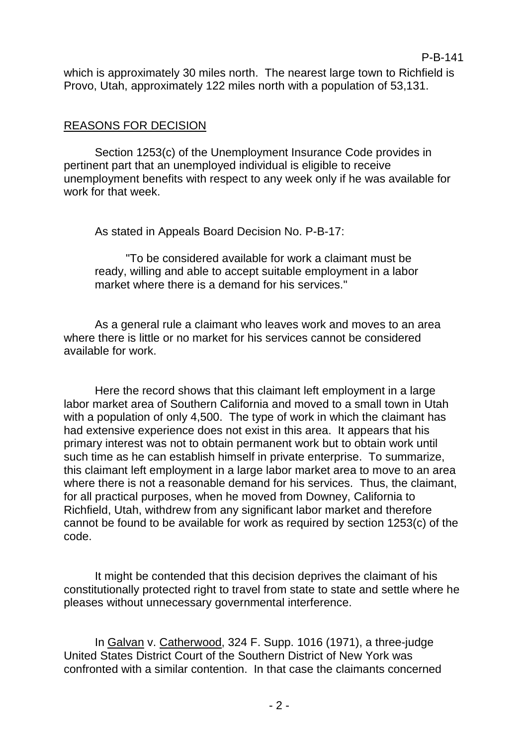which is approximately 30 miles north. The nearest large town to Richfield is Provo, Utah, approximately 122 miles north with a population of 53,131.

## REASONS FOR DECISION

Section 1253(c) of the Unemployment Insurance Code provides in pertinent part that an unemployed individual is eligible to receive unemployment benefits with respect to any week only if he was available for work for that week.

As stated in Appeals Board Decision No. P-B-17:

> "To be considered available for work a claimant must be ready, willing and able to accept suitable employment in a labor market where there is a demand for his services."

As a general rule a claimant who leaves work and moves to an area where there is little or no market for his services cannot be considered available for work.

Here the record shows that this claimant left employment in a large labor market area of Southern California and moved to a small town in Utah with a population of only 4,500. The type of work in which the claimant has had extensive experience does not exist in this area. It appears that his primary interest was not to obtain permanent work but to obtain work until such time as he can establish himself in private enterprise. To summarize, this claimant left employment in a large labor market area to move to an area where there is not a reasonable demand for his services. Thus, the claimant, for all practical purposes, when he moved from Downey, California to Richfield, Utah, withdrew from any significant labor market and therefore cannot be found to be available for work as required by section 1253(c) of the code.

It might be contended that this decision deprives the claimant of his constitutionally protected right to travel from state to state and settle where he pleases without unnecessary governmental interference.

In Galvan v. Catherwood, 324 F. Supp. 1016 (1971), a three-judge United States District Court of the Southern District of New York was confronted with a similar contention. In that case the claimants concerned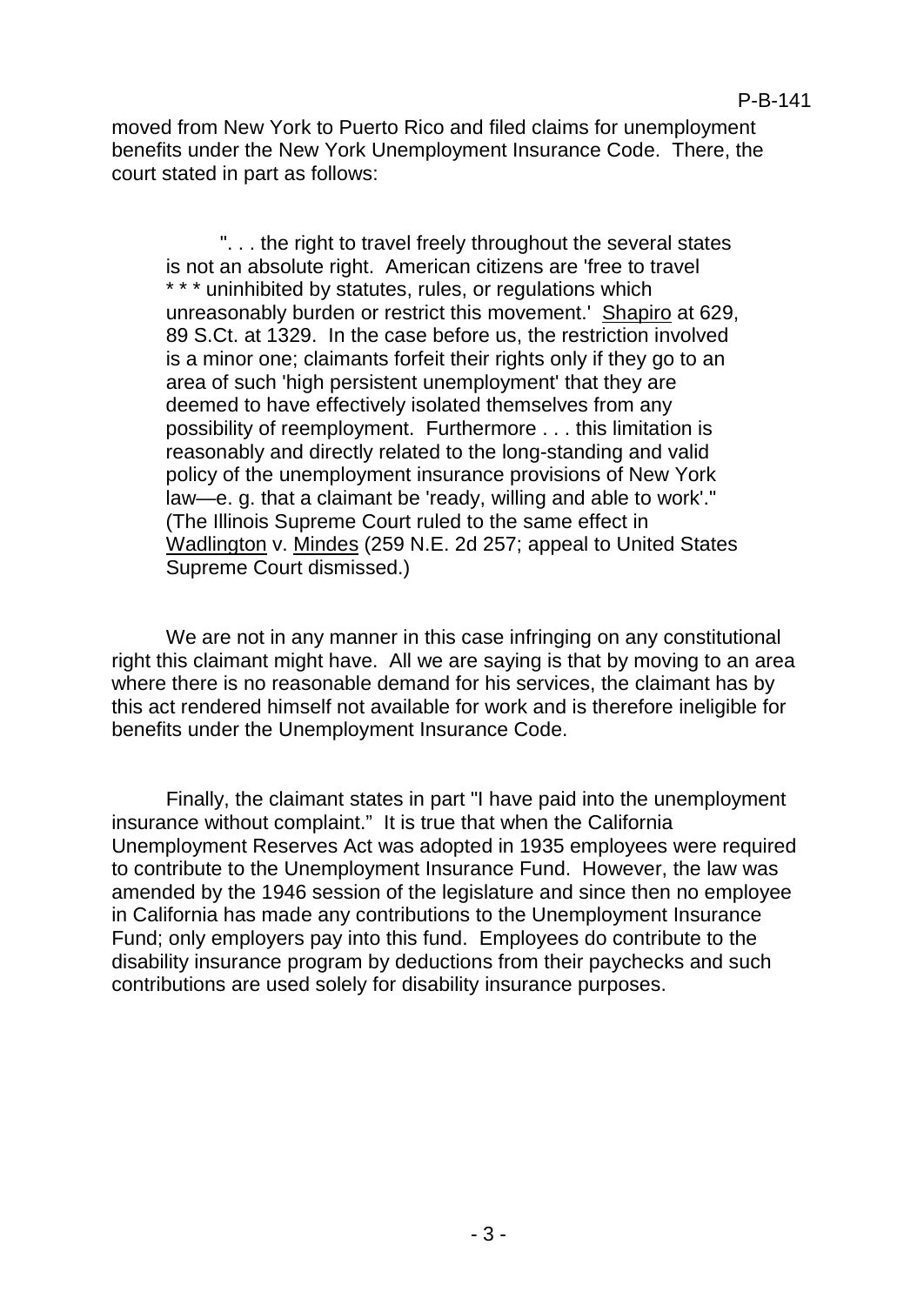moved from New York to Puerto Rico and filed claims for unemployment benefits under the New York Unemployment Insurance Code. There, the court stated in part as follows:

> ". . . the right to travel freely throughout the several states is not an absolute right. American citizens are 'free to travel * * * uninhibited by statutes, rules, or regulations which unreasonably burden or restrict this movement.' Shapiro at 629, 89 S.Ct. at 1329. In the case before us, the restriction involved is a minor one; claimants forfeit their rights only if they go to an area of such 'high persistent unemployment' that they are deemed to have effectively isolated themselves from any possibility of reemployment. Furthermore . . . this limitation is reasonably and directly related to the long-standing and valid policy of the unemployment insurance provisions of New York law—e. g. that a claimant be 'ready, willing and able to work'." (The Illinois Supreme Court ruled to the same effect in Wadlington v. Mindes (259 N.E. 2d 257; appeal to United States Supreme Court dismissed.)

We are not in any manner in this case infringing on any constitutional right this claimant might have. All we are saying is that by moving to an area where there is no reasonable demand for his services, the claimant has by this act rendered himself not available for work and is therefore ineligible for benefits under the Unemployment Insurance Code.

Finally, the claimant states in part "I have paid into the unemployment insurance without complaint." It is true that when the California Unemployment Reserves Act was adopted in 1935 employees were required to contribute to the Unemployment Insurance Fund. However, the law was amended by the 1946 session of the legislature and since then no employee in California has made any contributions to the Unemployment Insurance Fund; only employers pay into this fund. Employees do contribute to the disability insurance program by deductions from their paychecks and such contributions are used solely for disability insurance purposes.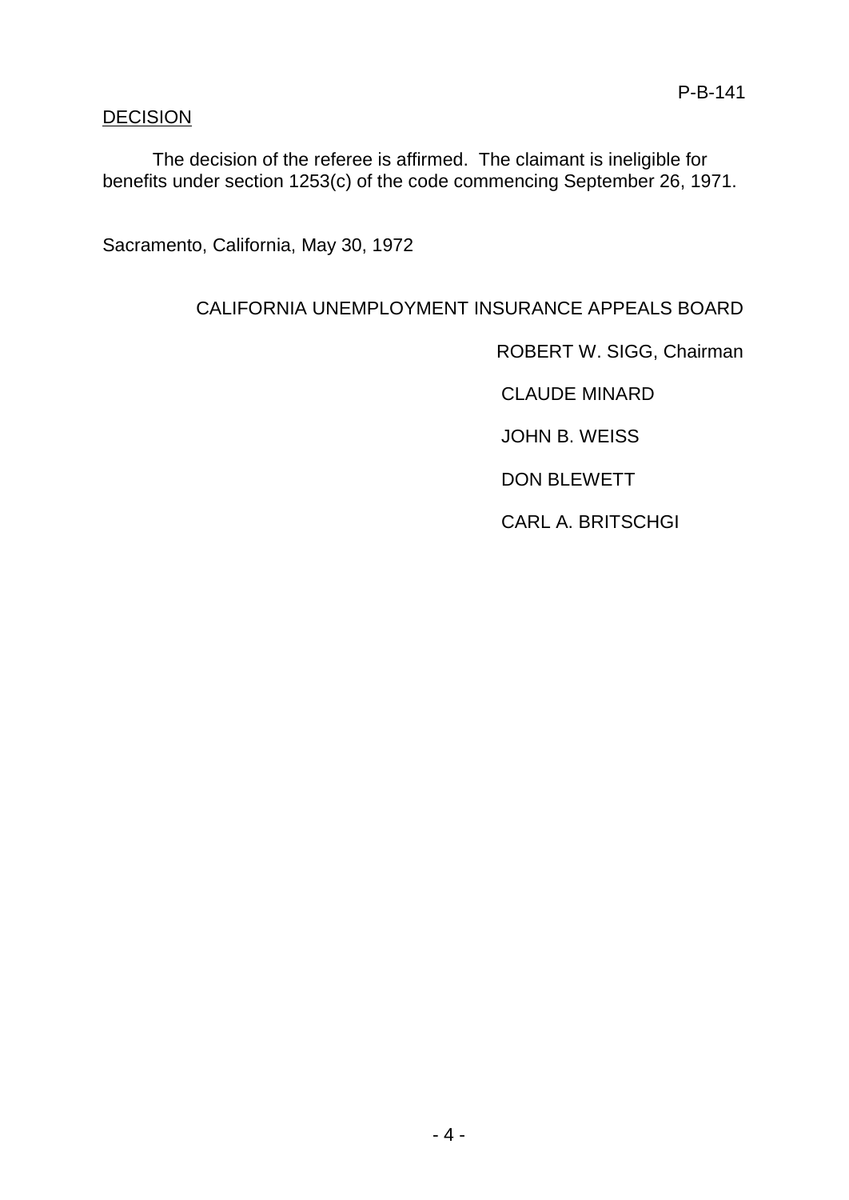DECISION

The decision of the referee is affirmed. The claimant is ineligible for benefits under section 1253(c) of the code commencing September 26, 1971.

Sacramento, California, May 30, 1972

CALIFORNIA UNEMPLOYMENT INSURANCE APPEALS BOARD

ROBERT W. SIGG, Chairman

CLAUDE MINARD

JOHN B. WEISS

DON BLEWETT

CARL A. BRITSCHGI